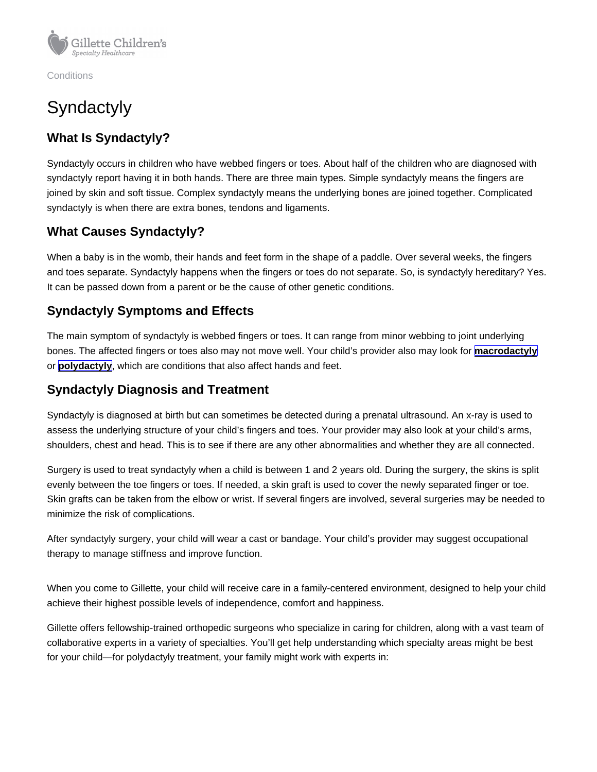Conditions

# Syndactyly

## What Is Syndactyly?

Syndactyly occurs in children who have webbed fingers or toes. About half of the children who are diagnosed with syndactyly report having it in both hands. There are three main types. Simple syndactyly means the fingers are joined by skin and soft tissue. Complex syndactyly means the underlying bones are joined together. Complicated syndactyly is when there are extra bones, tendons and ligaments.

## What Causes Syndactyly?

When a baby is in the womb, their hands and feet form in the shape of a paddle. Over several weeks, the fingers and toes separate. Syndactyly happens when the fingers or toes do not separate. So, is syndactyly hereditary? Yes. It can be passed down from a parent or be the cause of other genetic conditions.

## Syndactyly Symptoms and Effects

The main symptom of syndactyly is webbed fingers or toes. It can range from minor webbing to joint underlying bones. The affected fingers or toes also may not move well. Your child's provider also may look for **macrodactyly** or **polydactyly**, which are conditions that also affect hands and feet.

## Syndactyly Diagnosis and Treatment

Syndactyly is diagnosed at birth but can sometimes be detected during a prenatal ultrasound. An x-ray is used to assess the underlying structure of your child's fingers and toes. Your provider may also look at your child's arms, shoulders, chest and head. This is to see if there are any other abnormalities and whether they are all connected.

Surgery is used to treat syndactyly when a child is between 1 and 2 years old. During the surgery, the skins is split evenly between the toe fingers or toes. If needed, a skin graft is used to cover the newly separated finger or toe. Skin grafts can be taken from the elbow or wrist. If several fingers are involved, several surgeries may be needed to minimize the risk of complications.

After syndactyly surgery, your child will wear a cast or bandage. Your child's provider may suggest occupational therapy to manage stiffness and improve function.

When you come to Gillette, your child will receive care in a family-centered environment, designed to help your child achieve their highest possible levels of independence, comfort and happiness.

Gillette offers fellowship-trained orthopedic surgeons who specialize in caring for children, along with a vast team of collaborative experts in a variety of specialties. You'll get help understanding which specialty areas might be best for your child—for polydactyly treatment, your family might work with experts in: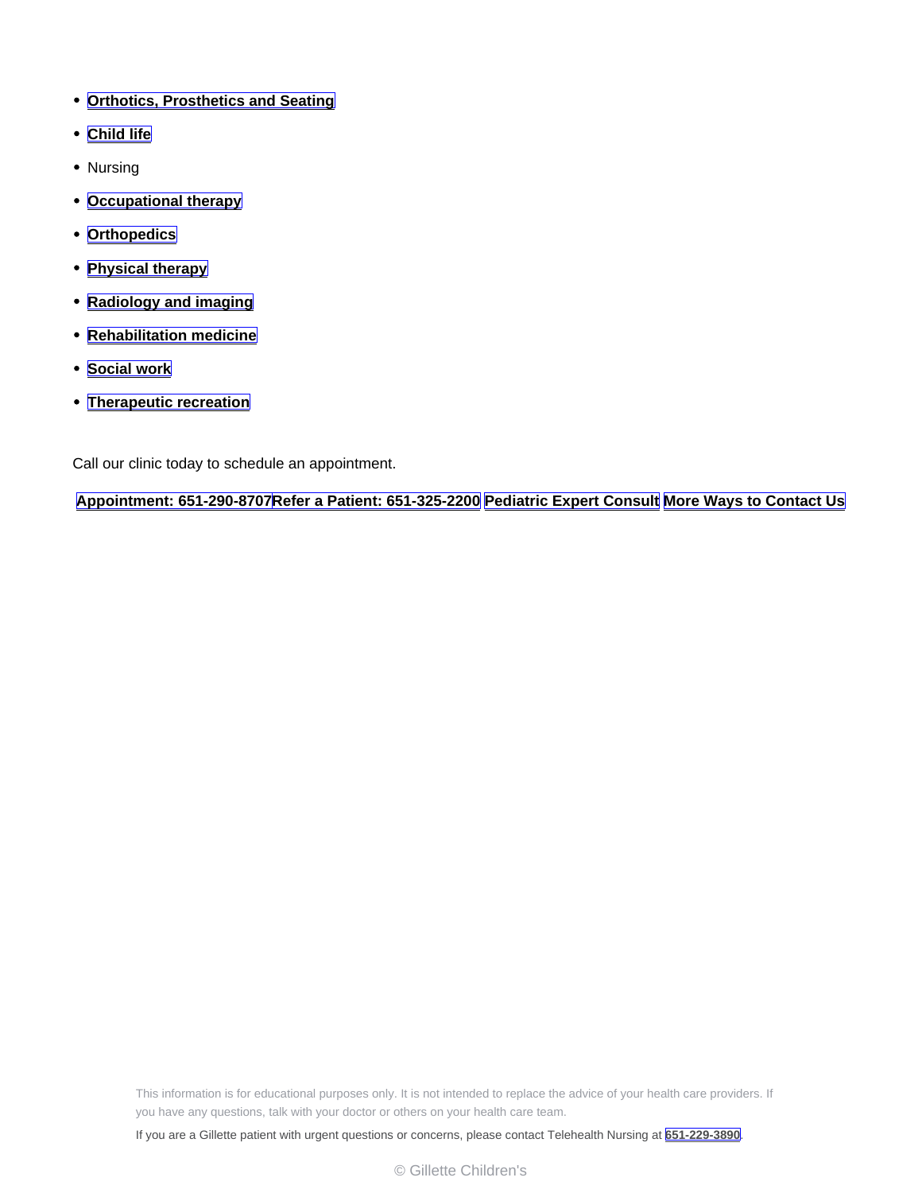- **Orthotics, Prosthetics and Seating**
- **Child life**
- Nursing
- **Occupational therapy**
- **Orthopedics**
- **Physical therapy**
- **Radiology and imaging**
- **Rehabilitation medicine**
- **Social work**
- **Therapeutic recreation**

Call our clinic today to schedule an appointment.

**Appointment: 651-290-8707** **Refer a Patient: 651-325-2200** **Pediatric Expert Consult** **More Ways to Contact Us**

This information is for educational purposes only. It is not intended to replace the advice of your health care providers. If you have any questions, talk with your doctor or others on your health care team.

If you are a Gillette patient with urgent questions or concerns, please contact Telehealth Nursing at **651-229-3890**.

© Gillette Children's